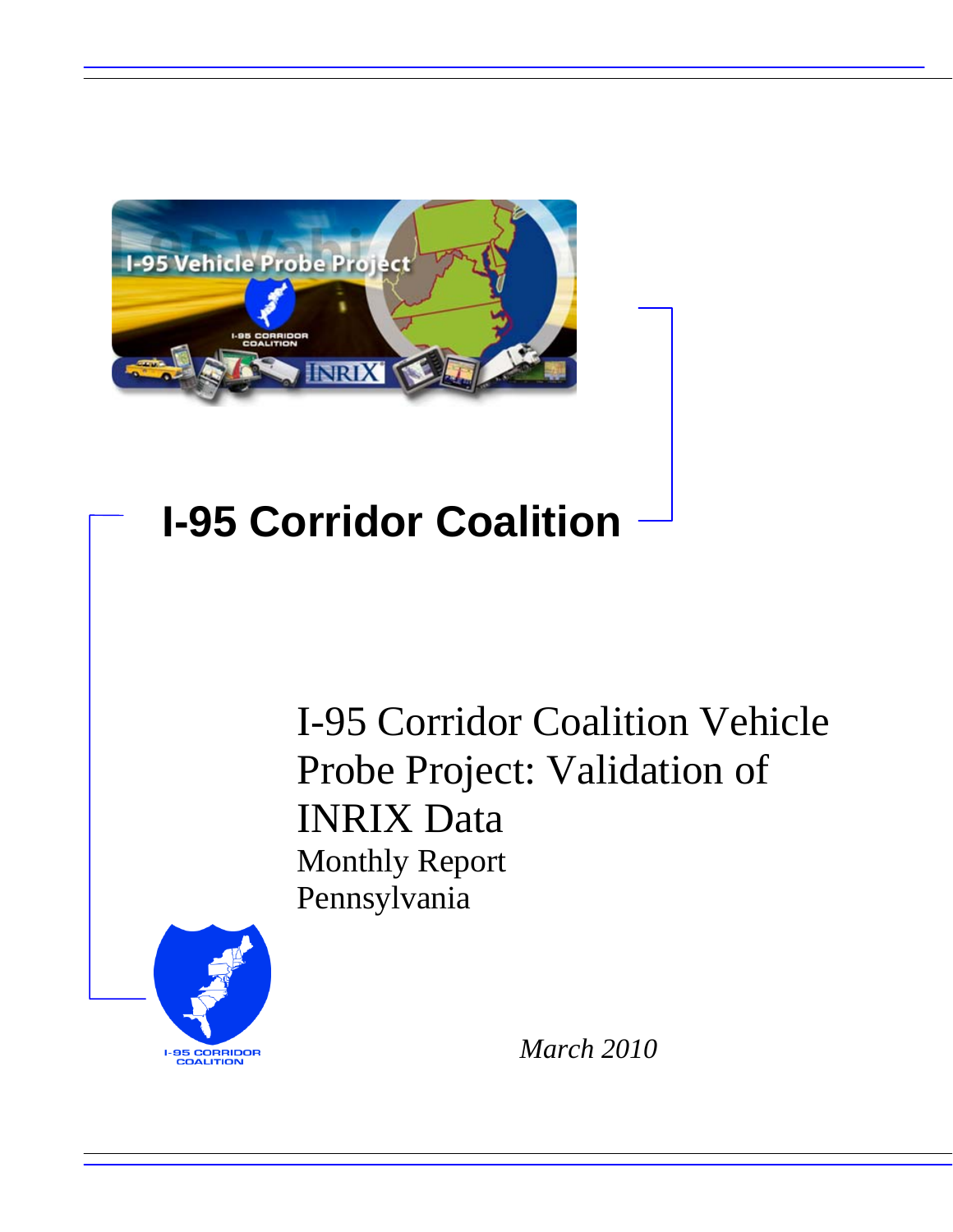# I-95 Corridor Coalition

## I-95 Corridor Coalition Vehicle Probe Project: Validation of INRIX Data

Monthly Report

Pennsylvania

*March 2010*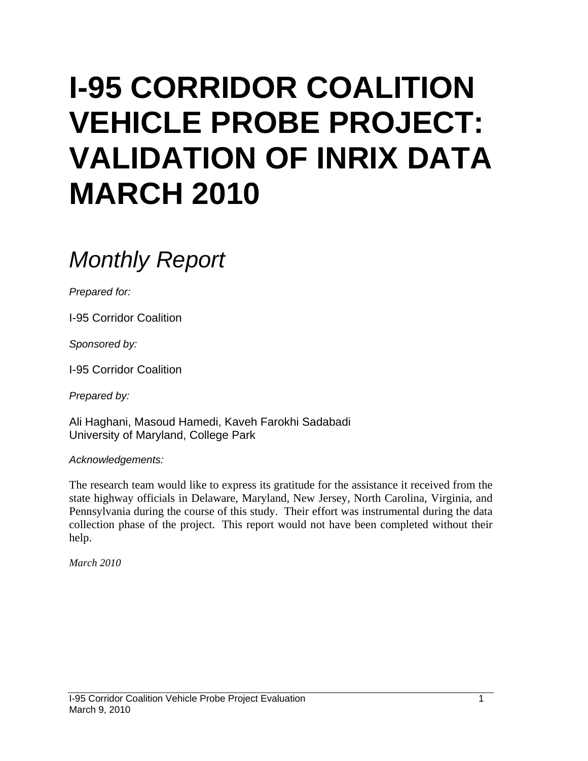# I-95 CORRIDOR COALITION VEHICLE PROBE PROJECT: VALIDATION OF INRIX DATA MARCH 2010

## *Monthly Report*

*Prepared for:*

I-95 Corridor Coalition

*Sponsored by:*

I-95 Corridor Coalition

*Prepared by:*

Ali Haghani, Masoud Hamedi, Kaveh Farokhi Sadabadi
University of Maryland, College Park

*Acknowledgements:*

The research team would like to express its gratitude for the assistance it received from the state highway officials in Delaware, Maryland, New Jersey, North Carolina, Virginia, and Pennsylvania during the course of this study. Their effort was instrumental during the data collection phase of the project. This report would not have been completed without their help.

*March 2010*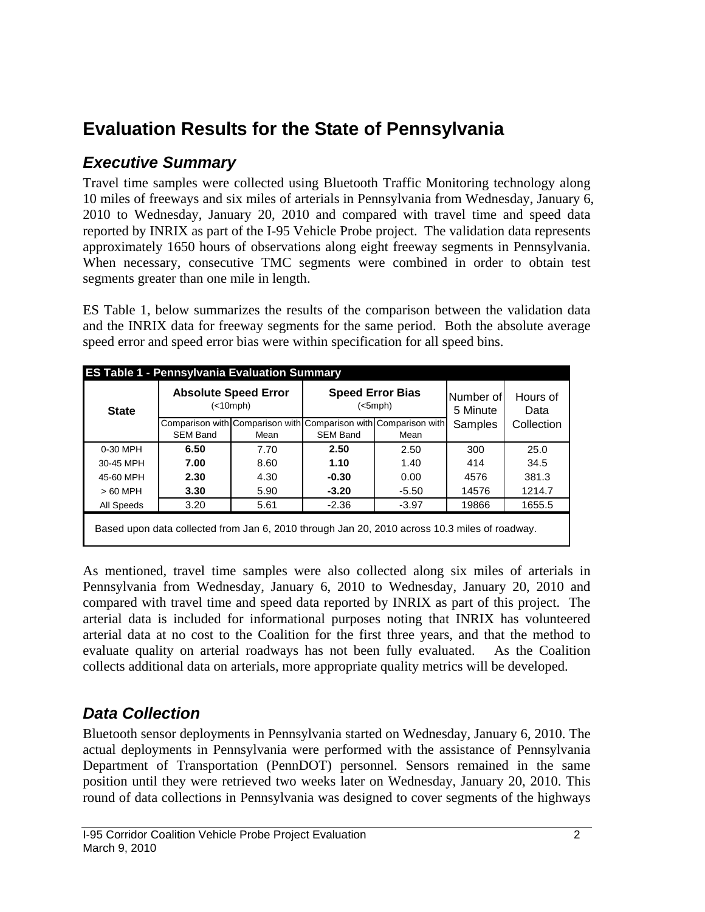# Evaluation Results for the State of Pennsylvania

## *Executive Summary*

Travel time samples were collected using Bluetooth Traffic Monitoring technology along 10 miles of freeways and six miles of arterials in Pennsylvania from Wednesday, January 6, 2010 to Wednesday, January 20, 2010 and compared with travel time and speed data reported by INRIX as part of the I-95 Vehicle Probe project. The validation data represents approximately 1650 hours of observations along eight freeway segments in Pennsylvania. When necessary, consecutive TMC segments were combined in order to obtain test segments greater than one mile in length.

ES Table 1, below summarizes the results of the comparison between the validation data and the INRIX data for freeway segments for the same period. Both the absolute average speed error and speed error bias were within specification for all speed bins.

**ES Table 1 - Pennsylvania Evaluation Summary**

| State | Absolute Speed Error (<10mph) | | Speed Error Bias (<5mph) | | Number of 5 Minute Samples | Hours of Data Collection |
|---|---|---|---|---|---|---|
| | Comparison with SEM Band | Comparison with Mean | Comparison with SEM Band | Comparison with Mean | | |
| 0-30 MPH | **6.50** | 7.70 | **2.50** | 2.50 | 300 | 25.0 |
| 30-45 MPH | **7.00** | 8.60 | **1.10** | 1.40 | 414 | 34.5 |
| 45-60 MPH | **2.30** | 4.30 | **-0.30** | 0.00 | 4576 | 381.3 |
| > 60 MPH | **3.30** | 5.90 | **-3.20** | -5.50 | 14576 | 1214.7 |
| All Speeds | 3.20 | 5.61 | -2.36 | -3.97 | 19866 | 1655.5 |

Based upon data collected from Jan 6, 2010 through Jan 20, 2010 across 10.3 miles of roadway.

As mentioned, travel time samples were also collected along six miles of arterials in Pennsylvania from Wednesday, January 6, 2010 to Wednesday, January 20, 2010 and compared with travel time and speed data reported by INRIX as part of this project. The arterial data is included for informational purposes noting that INRIX has volunteered arterial data at no cost to the Coalition for the first three years, and that the method to evaluate quality on arterial roadways has not been fully evaluated. As the Coalition collects additional data on arterials, more appropriate quality metrics will be developed.

## *Data Collection*

Bluetooth sensor deployments in Pennsylvania started on Wednesday, January 6, 2010. The actual deployments in Pennsylvania were performed with the assistance of Pennsylvania Department of Transportation (PennDOT) personnel. Sensors remained in the same position until they were retrieved two weeks later on Wednesday, January 20, 2010. This round of data collections in Pennsylvania was designed to cover segments of the highways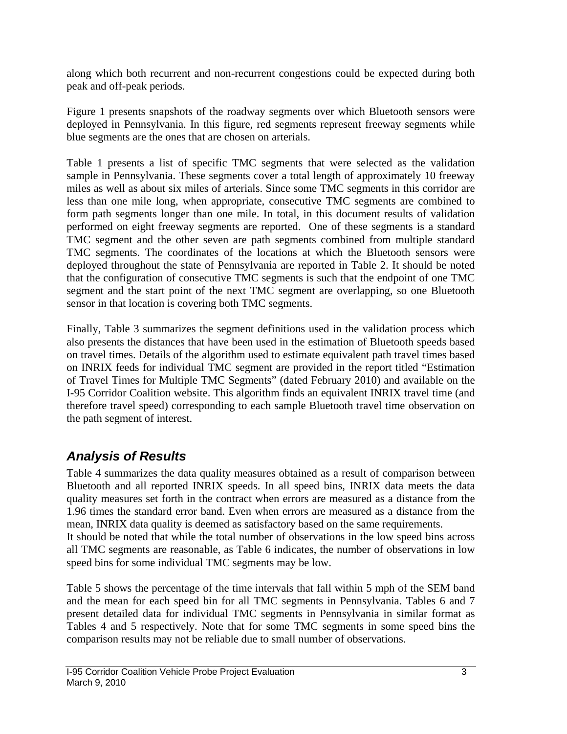along which both recurrent and non-recurrent congestions could be expected during both peak and off-peak periods.

Figure 1 presents snapshots of the roadway segments over which Bluetooth sensors were deployed in Pennsylvania. In this figure, red segments represent freeway segments while blue segments are the ones that are chosen on arterials.

Table 1 presents a list of specific TMC segments that were selected as the validation sample in Pennsylvania. These segments cover a total length of approximately 10 freeway miles as well as about six miles of arterials. Since some TMC segments in this corridor are less than one mile long, when appropriate, consecutive TMC segments are combined to form path segments longer than one mile. In total, in this document results of validation performed on eight freeway segments are reported. One of these segments is a standard TMC segment and the other seven are path segments combined from multiple standard TMC segments. The coordinates of the locations at which the Bluetooth sensors were deployed throughout the state of Pennsylvania are reported in Table 2. It should be noted that the configuration of consecutive TMC segments is such that the endpoint of one TMC segment and the start point of the next TMC segment are overlapping, so one Bluetooth sensor in that location is covering both TMC segments.

Finally, Table 3 summarizes the segment definitions used in the validation process which also presents the distances that have been used in the estimation of Bluetooth speeds based on travel times. Details of the algorithm used to estimate equivalent path travel times based on INRIX feeds for individual TMC segment are provided in the report titled "Estimation of Travel Times for Multiple TMC Segments" (dated February 2010) and available on the I-95 Corridor Coalition website. This algorithm finds an equivalent INRIX travel time (and therefore travel speed) corresponding to each sample Bluetooth travel time observation on the path segment of interest.

## *Analysis of Results*

Table 4 summarizes the data quality measures obtained as a result of comparison between Bluetooth and all reported INRIX speeds. In all speed bins, INRIX data meets the data quality measures set forth in the contract when errors are measured as a distance from the 1.96 times the standard error band. Even when errors are measured as a distance from the mean, INRIX data quality is deemed as satisfactory based on the same requirements.
It should be noted that while the total number of observations in the low speed bins across all TMC segments are reasonable, as Table 6 indicates, the number of observations in low speed bins for some individual TMC segments may be low.

Table 5 shows the percentage of the time intervals that fall within 5 mph of the SEM band and the mean for each speed bin for all TMC segments in Pennsylvania. Tables 6 and 7 present detailed data for individual TMC segments in Pennsylvania in similar format as Tables 4 and 5 respectively. Note that for some TMC segments in some speed bins the comparison results may not be reliable due to small number of observations.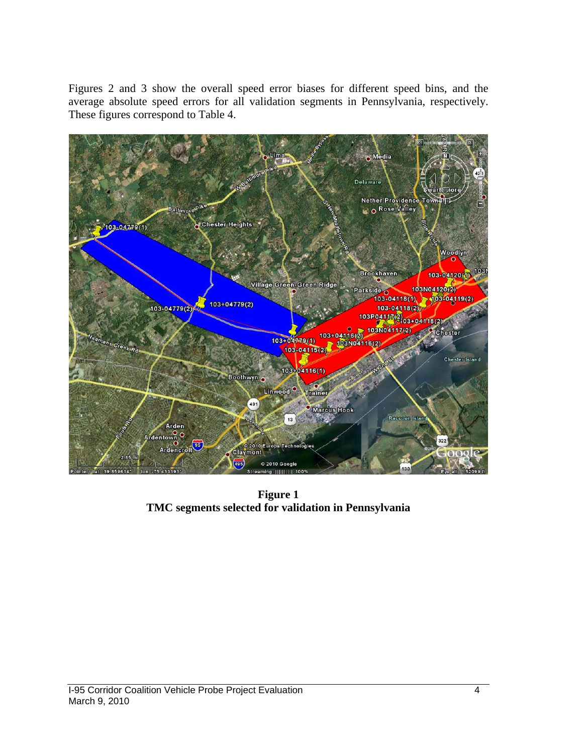Figures 2 and 3 show the overall speed error biases for different speed bins, and the average absolute speed errors for all validation segments in Pennsylvania, respectively. These figures correspond to Table 4.

**Figure 1**
**TMC segments selected for validation in Pennsylvania**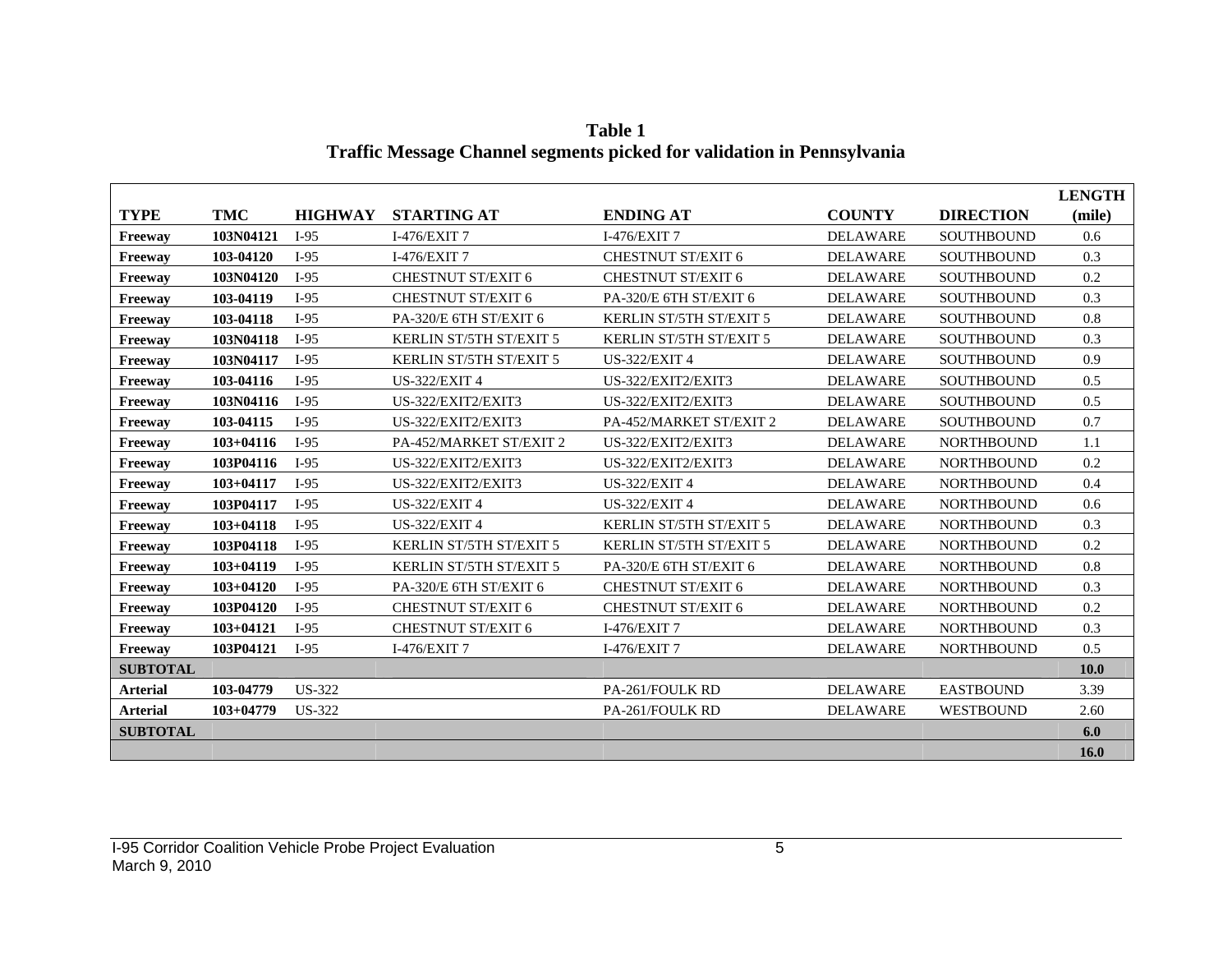**Table 1**
**Traffic Message Channel segments picked for validation in Pennsylvania**

| TYPE | TMC | HIGHWAY | STARTING AT | ENDING AT | COUNTY | DIRECTION | LENGTH (mile) |
|---|---|---|---|---|---|---|---|
| **Freeway** | **103N04121** | I-95 | I-476/EXIT 7 | I-476/EXIT 7 | DELAWARE | SOUTHBOUND | 0.6 |
| **Freeway** | **103-04120** | I-95 | I-476/EXIT 7 | CHESTNUT ST/EXIT 6 | DELAWARE | SOUTHBOUND | 0.3 |
| **Freeway** | **103N04120** | I-95 | CHESTNUT ST/EXIT 6 | CHESTNUT ST/EXIT 6 | DELAWARE | SOUTHBOUND | 0.2 |
| **Freeway** | **103-04119** | I-95 | CHESTNUT ST/EXIT 6 | PA-320/E 6TH ST/EXIT 6 | DELAWARE | SOUTHBOUND | 0.3 |
| **Freeway** | **103-04118** | I-95 | PA-320/E 6TH ST/EXIT 6 | KERLIN ST/5TH ST/EXIT 5 | DELAWARE | SOUTHBOUND | 0.8 |
| **Freeway** | **103N04118** | I-95 | KERLIN ST/5TH ST/EXIT 5 | KERLIN ST/5TH ST/EXIT 5 | DELAWARE | SOUTHBOUND | 0.3 |
| **Freeway** | **103N04117** | I-95 | KERLIN ST/5TH ST/EXIT 5 | US-322/EXIT 4 | DELAWARE | SOUTHBOUND | 0.9 |
| **Freeway** | **103-04116** | I-95 | US-322/EXIT 4 | US-322/EXIT2/EXIT3 | DELAWARE | SOUTHBOUND | 0.5 |
| **Freeway** | **103N04116** | I-95 | US-322/EXIT2/EXIT3 | US-322/EXIT2/EXIT3 | DELAWARE | SOUTHBOUND | 0.5 |
| **Freeway** | **103-04115** | I-95 | US-322/EXIT2/EXIT3 | PA-452/MARKET ST/EXIT 2 | DELAWARE | SOUTHBOUND | 0.7 |
| **Freeway** | **103+04116** | I-95 | PA-452/MARKET ST/EXIT 2 | US-322/EXIT2/EXIT3 | DELAWARE | NORTHBOUND | 1.1 |
| **Freeway** | **103P04116** | I-95 | US-322/EXIT2/EXIT3 | US-322/EXIT2/EXIT3 | DELAWARE | NORTHBOUND | 0.2 |
| **Freeway** | **103+04117** | I-95 | US-322/EXIT2/EXIT3 | US-322/EXIT 4 | DELAWARE | NORTHBOUND | 0.4 |
| **Freeway** | **103P04117** | I-95 | US-322/EXIT 4 | US-322/EXIT 4 | DELAWARE | NORTHBOUND | 0.6 |
| **Freeway** | **103+04118** | I-95 | US-322/EXIT 4 | KERLIN ST/5TH ST/EXIT 5 | DELAWARE | NORTHBOUND | 0.3 |
| **Freeway** | **103P04118** | I-95 | KERLIN ST/5TH ST/EXIT 5 | KERLIN ST/5TH ST/EXIT 5 | DELAWARE | NORTHBOUND | 0.2 |
| **Freeway** | **103+04119** | I-95 | KERLIN ST/5TH ST/EXIT 5 | PA-320/E 6TH ST/EXIT 6 | DELAWARE | NORTHBOUND | 0.8 |
| **Freeway** | **103+04120** | I-95 | PA-320/E 6TH ST/EXIT 6 | CHESTNUT ST/EXIT 6 | DELAWARE | NORTHBOUND | 0.3 |
| **Freeway** | **103P04120** | I-95 | CHESTNUT ST/EXIT 6 | CHESTNUT ST/EXIT 6 | DELAWARE | NORTHBOUND | 0.2 |
| **Freeway** | **103+04121** | I-95 | CHESTNUT ST/EXIT 6 | I-476/EXIT 7 | DELAWARE | NORTHBOUND | 0.3 |
| **Freeway** | **103P04121** | I-95 | I-476/EXIT 7 | I-476/EXIT 7 | DELAWARE | NORTHBOUND | 0.5 |
| **SUBTOTAL** | | | | | | | **10.0** |
| **Arterial** | **103-04779** | US-322 | | PA-261/FOULK RD | DELAWARE | EASTBOUND | 3.39 |
| **Arterial** | **103+04779** | US-322 | | PA-261/FOULK RD | DELAWARE | WESTBOUND | 2.60 |
| **SUBTOTAL** | | | | | | | **6.0** |
| | | | | | | | **16.0** |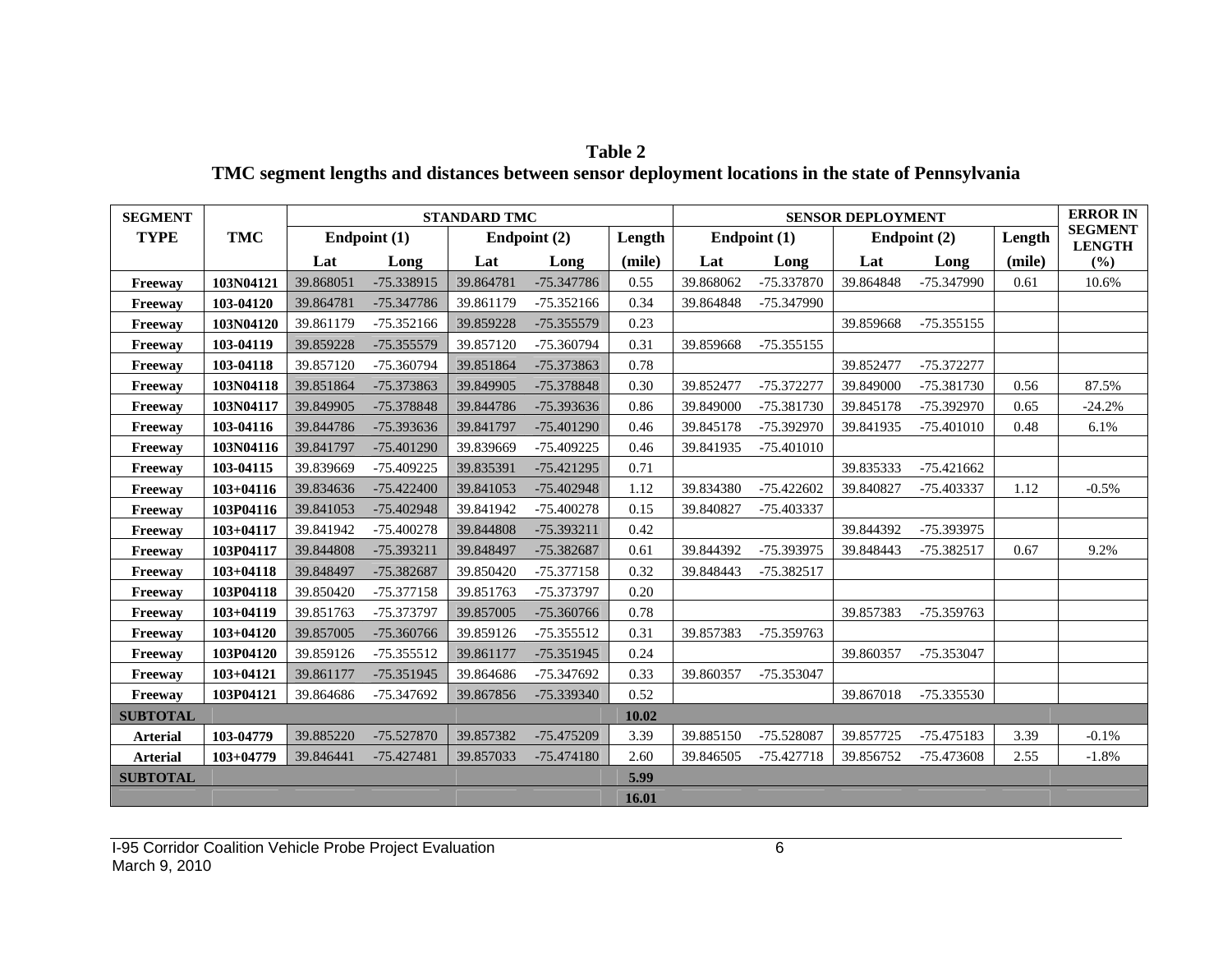**Table 2**
**TMC segment lengths and distances between sensor deployment locations in the state of Pennsylvania**

| SEGMENT TYPE | TMC | STANDARD TMC | | | | | SENSOR DEPLOYMENT | | | | | ERROR IN SEGMENT LENGTH |
|---|---|---|---|---|---|---|---|---|---|---|---|---|
| | | Endpoint (1) | | Endpoint (2) | | Length | Endpoint (1) | | Endpoint (2) | | Length | |
| | | Lat | Long | Lat | Long | (mile) | Lat | Long | Lat | Long | (mile) | (%) |
| Freeway | 103N04121 | 39.868051 | -75.338915 | 39.864781 | -75.347786 | 0.55 | 39.868062 | -75.337870 | 39.864848 | -75.347990 | 0.61 | 10.6% |
| Freeway | 103-04120 | 39.864781 | -75.347786 | 39.861179 | -75.352166 | 0.34 | 39.864848 | -75.347990 | | | | |
| Freeway | 103N04120 | 39.861179 | -75.352166 | 39.859228 | -75.355579 | 0.23 | | | 39.859668 | -75.355155 | | |
| Freeway | 103-04119 | 39.859228 | -75.355579 | 39.857120 | -75.360794 | 0.31 | 39.859668 | -75.355155 | | | | |
| Freeway | 103-04118 | 39.857120 | -75.360794 | 39.851864 | -75.373863 | 0.78 | | | 39.852477 | -75.372277 | | |
| Freeway | 103N04118 | 39.851864 | -75.373863 | 39.849905 | -75.378848 | 0.30 | 39.852477 | -75.372277 | 39.849000 | -75.381730 | 0.56 | 87.5% |
| Freeway | 103N04117 | 39.849905 | -75.378848 | 39.844786 | -75.393636 | 0.86 | 39.849000 | -75.381730 | 39.845178 | -75.392970 | 0.65 | -24.2% |
| Freeway | 103-04116 | 39.844786 | -75.393636 | 39.841797 | -75.401290 | 0.46 | 39.845178 | -75.392970 | 39.841935 | -75.401010 | 0.48 | 6.1% |
| Freeway | 103N04116 | 39.841797 | -75.401290 | 39.839669 | -75.409225 | 0.46 | 39.841935 | -75.401010 | | | | |
| Freeway | 103-04115 | 39.839669 | -75.409225 | 39.835391 | -75.421295 | 0.71 | | | 39.835333 | -75.421662 | | |
| Freeway | 103+04116 | 39.834636 | -75.422400 | 39.841053 | -75.402948 | 1.12 | 39.834380 | -75.422602 | 39.840827 | -75.403337 | 1.12 | -0.5% |
| Freeway | 103P04116 | 39.841053 | -75.402948 | 39.841942 | -75.400278 | 0.15 | 39.840827 | -75.403337 | | | | |
| Freeway | 103+04117 | 39.841942 | -75.400278 | 39.844808 | -75.393211 | 0.42 | | | 39.844392 | -75.393975 | | |
| Freeway | 103P04117 | 39.844808 | -75.393211 | 39.848497 | -75.382687 | 0.61 | 39.844392 | -75.393975 | 39.848443 | -75.382517 | 0.67 | 9.2% |
| Freeway | 103+04118 | 39.848497 | -75.382687 | 39.850420 | -75.377158 | 0.32 | 39.848443 | -75.382517 | | | | |
| Freeway | 103P04118 | 39.850420 | -75.377158 | 39.851763 | -75.373797 | 0.20 | | | | | | |
| Freeway | 103+04119 | 39.851763 | -75.373797 | 39.857005 | -75.360766 | 0.78 | | | 39.857383 | -75.359763 | | |
| Freeway | 103+04120 | 39.857005 | -75.360766 | 39.859126 | -75.355512 | 0.31 | 39.857383 | -75.359763 | | | | |
| Freeway | 103P04120 | 39.859126 | -75.355512 | 39.861177 | -75.351945 | 0.24 | | | 39.860357 | -75.353047 | | |
| Freeway | 103+04121 | 39.861177 | -75.351945 | 39.864686 | -75.347692 | 0.33 | 39.860357 | -75.353047 | | | | |
| Freeway | 103P04121 | 39.864686 | -75.347692 | 39.867856 | -75.339340 | 0.52 | | | 39.867018 | -75.335530 | | |
| **SUBTOTAL** | | | | | | **10.02** | | | | | | |
| Arterial | 103-04779 | 39.885220 | -75.527870 | 39.857382 | -75.475209 | 3.39 | 39.885150 | -75.528087 | 39.857725 | -75.475183 | 3.39 | -0.1% |
| Arterial | 103+04779 | 39.846441 | -75.427481 | 39.857033 | -75.474180 | 2.60 | 39.846505 | -75.427718 | 39.856752 | -75.473608 | 2.55 | -1.8% |
| **SUBTOTAL** | | | | | | **5.99** | | | | | | |
| | | | | | | **16.01** | | | | | | |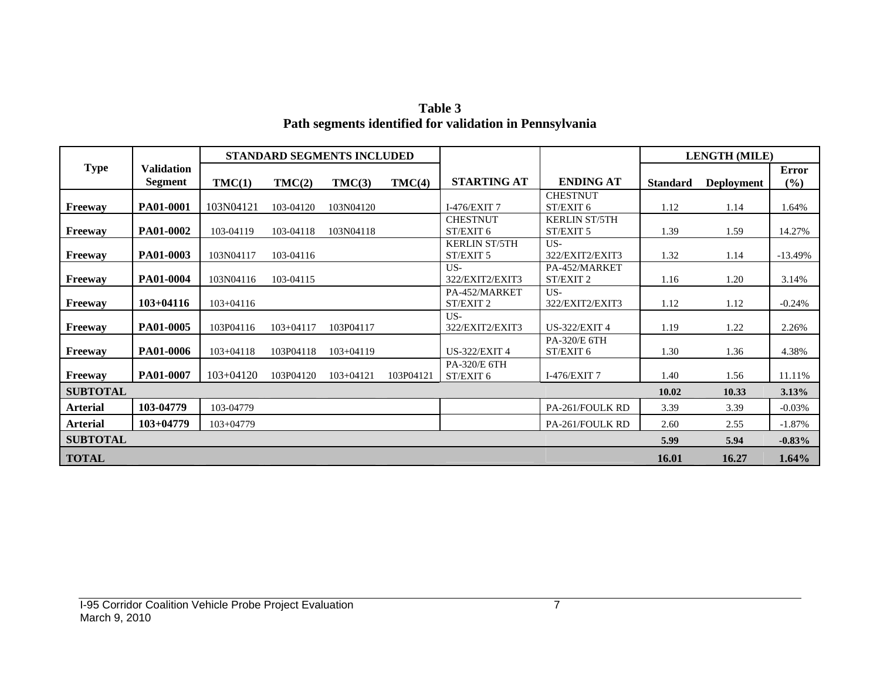**Table 3**
**Path segments identified for validation in Pennsylvania**

| Type | Validation Segment | STANDARD SEGMENTS INCLUDED | | | | STARTING AT | ENDING AT | LENGTH (MILE) | | |
|---|---|---|---|---|---|---|---|---|---|---|
| | | TMC(1) | TMC(2) | TMC(3) | TMC(4) | | | Standard | Deployment | Error (%) |
| Freeway | PA01-0001 | 103N04121 | 103-04120 | 103N04120 | | I-476/EXIT 7 | CHESTNUT ST/EXIT 6 | 1.12 | 1.14 | 1.64% |
| Freeway | PA01-0002 | 103-04119 | 103-04118 | 103N04118 | | CHESTNUT ST/EXIT 6 | KERLIN ST/5TH ST/EXIT 5 | 1.39 | 1.59 | 14.27% |
| Freeway | PA01-0003 | 103N04117 | 103-04116 | | | KERLIN ST/5TH ST/EXIT 5 | US-322/EXIT2/EXIT3 | 1.32 | 1.14 | -13.49% |
| Freeway | PA01-0004 | 103N04116 | 103-04115 | | | US-322/EXIT2/EXIT3 | PA-452/MARKET ST/EXIT 2 | 1.16 | 1.20 | 3.14% |
| Freeway | 103+04116 | 103+04116 | | | | PA-452/MARKET ST/EXIT 2 | US-322/EXIT2/EXIT3 | 1.12 | 1.12 | -0.24% |
| Freeway | PA01-0005 | 103P04116 | 103+04117 | 103P04117 | | US-322/EXIT2/EXIT3 | US-322/EXIT 4 | 1.19 | 1.22 | 2.26% |
| Freeway | PA01-0006 | 103+04118 | 103P04118 | 103+04119 | | US-322/EXIT 4 | PA-320/E 6TH ST/EXIT 6 | 1.30 | 1.36 | 4.38% |
| Freeway | PA01-0007 | 103+04120 | 103P04120 | 103+04121 | 103P04121 | PA-320/E 6TH ST/EXIT 6 | I-476/EXIT 7 | 1.40 | 1.56 | 11.11% |
| **SUBTOTAL** | | | | | | | | **10.02** | **10.33** | **3.13%** |
| Arterial | 103-04779 | 103-04779 | | | | | PA-261/FOULK RD | 3.39 | 3.39 | -0.03% |
| Arterial | 103+04779 | 103+04779 | | | | | PA-261/FOULK RD | 2.60 | 2.55 | -1.87% |
| **SUBTOTAL** | | | | | | | | **5.99** | **5.94** | **-0.83%** |
| **TOTAL** | | | | | | | | **16.01** | **16.27** | **1.64%** |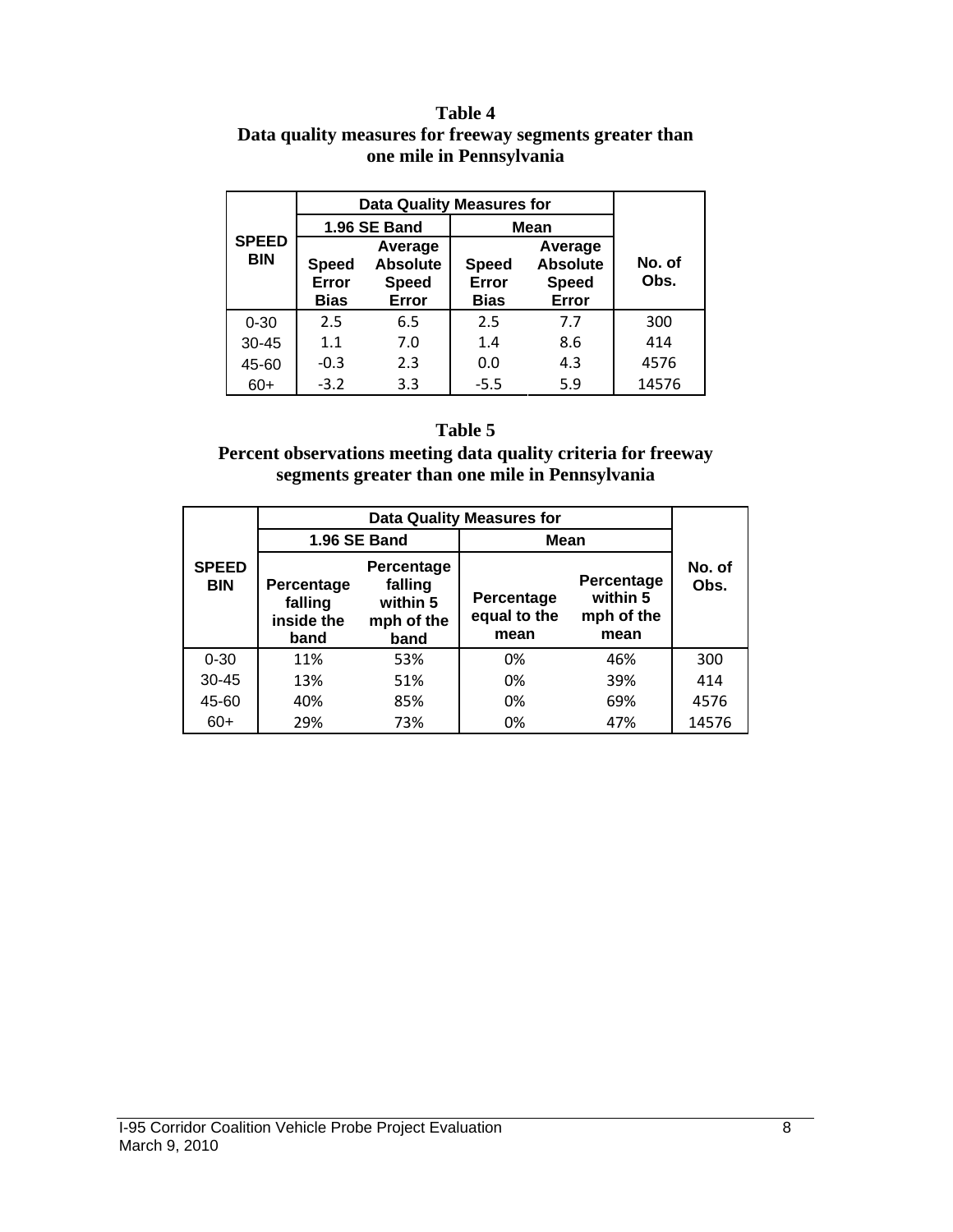**Table 4**
**Data quality measures for freeway segments greater than one mile in Pennsylvania**

| SPEED BIN | Data Quality Measures for | | | | No. of Obs. |
|---|---|---|---|---|---|
| | 1.96 SE Band | | Mean | | |
| | Speed Error Bias | Average Absolute Speed Error | Speed Error Bias | Average Absolute Speed Error | |
| 0-30 | 2.5 | 6.5 | 2.5 | 7.7 | 300 |
| 30-45 | 1.1 | 7.0 | 1.4 | 8.6 | 414 |
| 45-60 | -0.3 | 2.3 | 0.0 | 4.3 | 4576 |
| 60+ | -3.2 | 3.3 | -5.5 | 5.9 | 14576 |

**Table 5**
**Percent observations meeting data quality criteria for freeway segments greater than one mile in Pennsylvania**

| SPEED BIN | Data Quality Measures for | | | | No. of Obs. |
|---|---|---|---|---|---|
| | 1.96 SE Band | | Mean | | |
| | Percentage falling inside the band | Percentage falling within 5 mph of the band | Percentage equal to the mean | Percentage within 5 mph of the mean | |
| 0-30 | 11% | 53% | 0% | 46% | 300 |
| 30-45 | 13% | 51% | 0% | 39% | 414 |
| 45-60 | 40% | 85% | 0% | 69% | 4576 |
| 60+ | 29% | 73% | 0% | 47% | 14576 |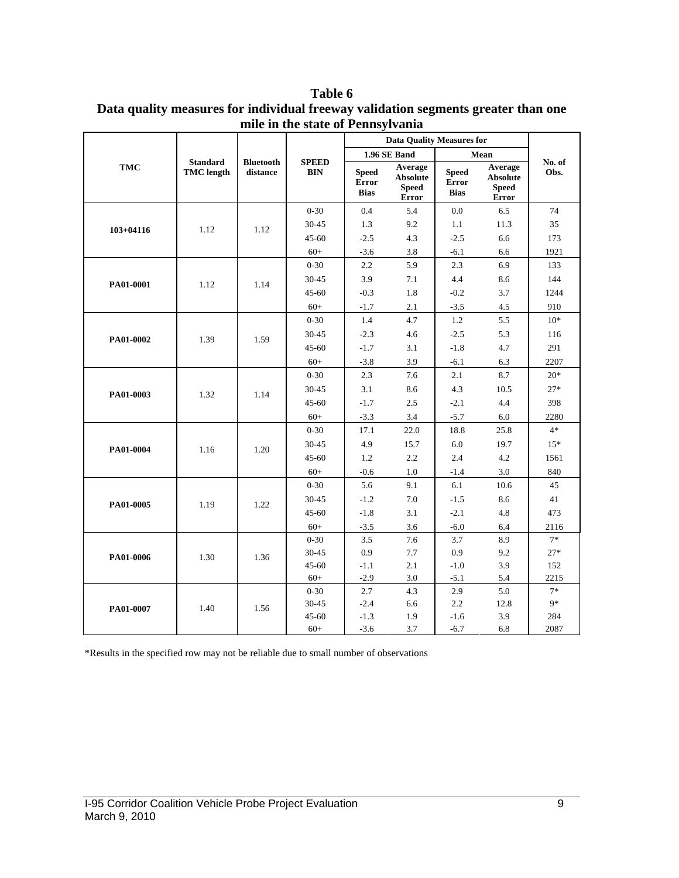**Table 6**
**Data quality measures for individual freeway validation segments greater than one mile in the state of Pennsylvania**

| TMC | Standard TMC length | Bluetooth distance | SPEED BIN | Data Quality Measures for | | | | No. of Obs. |
|---|---|---|---|---|---|---|---|---|
| | | | | 1.96 SE Band | | Mean | | |
| | | | | Speed Error Bias | Average Absolute Speed Error | Speed Error Bias | Average Absolute Speed Error | |
| 103+04116 | 1.12 | 1.12 | 0-30 | 0.4 | 5.4 | 0.0 | 6.5 | 74 |
| | | | 30-45 | 1.3 | 9.2 | 1.1 | 11.3 | 35 |
| | | | 45-60 | -2.5 | 4.3 | -2.5 | 6.6 | 173 |
| | | | 60+ | -3.6 | 3.8 | -6.1 | 6.6 | 1921 |
| PA01-0001 | 1.12 | 1.14 | 0-30 | 2.2 | 5.9 | 2.3 | 6.9 | 133 |
| | | | 30-45 | 3.9 | 7.1 | 4.4 | 8.6 | 144 |
| | | | 45-60 | -0.3 | 1.8 | -0.2 | 3.7 | 1244 |
| | | | 60+ | -1.7 | 2.1 | -3.5 | 4.5 | 910 |
| PA01-0002 | 1.39 | 1.59 | 0-30 | 1.4 | 4.7 | 1.2 | 5.5 | 10* |
| | | | 30-45 | -2.3 | 4.6 | -2.5 | 5.3 | 116 |
| | | | 45-60 | -1.7 | 3.1 | -1.8 | 4.7 | 291 |
| | | | 60+ | -3.8 | 3.9 | -6.1 | 6.3 | 2207 |
| PA01-0003 | 1.32 | 1.14 | 0-30 | 2.3 | 7.6 | 2.1 | 8.7 | 20* |
| | | | 30-45 | 3.1 | 8.6 | 4.3 | 10.5 | 27* |
| | | | 45-60 | -1.7 | 2.5 | -2.1 | 4.4 | 398 |
| | | | 60+ | -3.3 | 3.4 | -5.7 | 6.0 | 2280 |
| PA01-0004 | 1.16 | 1.20 | 0-30 | 17.1 | 22.0 | 18.8 | 25.8 | 4* |
| | | | 30-45 | 4.9 | 15.7 | 6.0 | 19.7 | 15* |
| | | | 45-60 | 1.2 | 2.2 | 2.4 | 4.2 | 1561 |
| | | | 60+ | -0.6 | 1.0 | -1.4 | 3.0 | 840 |
| PA01-0005 | 1.19 | 1.22 | 0-30 | 5.6 | 9.1 | 6.1 | 10.6 | 45 |
| | | | 30-45 | -1.2 | 7.0 | -1.5 | 8.6 | 41 |
| | | | 45-60 | -1.8 | 3.1 | -2.1 | 4.8 | 473 |
| | | | 60+ | -3.5 | 3.6 | -6.0 | 6.4 | 2116 |
| PA01-0006 | 1.30 | 1.36 | 0-30 | 3.5 | 7.6 | 3.7 | 8.9 | 7* |
| | | | 30-45 | 0.9 | 7.7 | 0.9 | 9.2 | 27* |
| | | | 45-60 | -1.1 | 2.1 | -1.0 | 3.9 | 152 |
| | | | 60+ | -2.9 | 3.0 | -5.1 | 5.4 | 2215 |
| PA01-0007 | 1.40 | 1.56 | 0-30 | 2.7 | 4.3 | 2.9 | 5.0 | 7* |
| | | | 30-45 | -2.4 | 6.6 | 2.2 | 12.8 | 9* |
| | | | 45-60 | -1.3 | 1.9 | -1.6 | 3.9 | 284 |
| | | | 60+ | -3.6 | 3.7 | -6.7 | 6.8 | 2087 |

*Results in the specified row may not be reliable due to small number of observations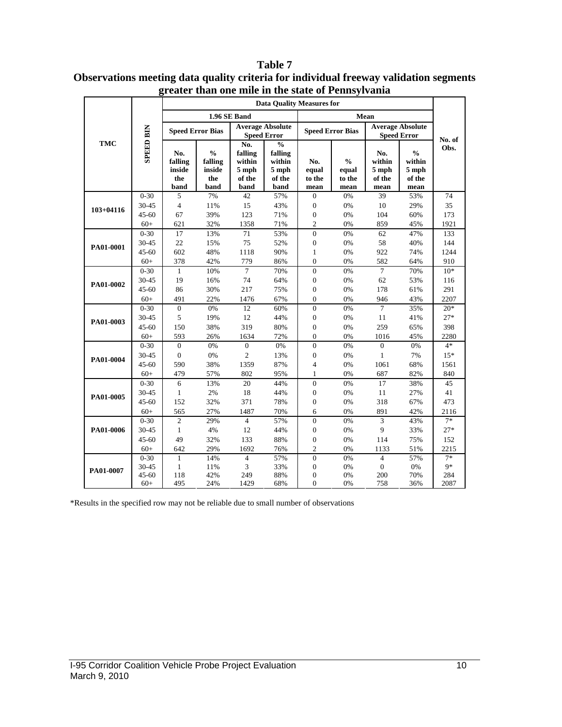**Table 7**
**Observations meeting data quality criteria for individual freeway validation segments greater than one mile in the state of Pennsylvania**

| TMC | SPEED BIN | Data Quality Measures for | | | | | | | | No. of Obs. |
|---|---|---|---|---|---|---|---|---|---|---|
| | | 1.96 SE Band | | | | Mean | | | | |
| | | Speed Error Bias | | Average Absolute Speed Error | | Speed Error Bias | | Average Absolute Speed Error | | |
| | | No. falling inside the band | % falling inside the band | No. falling within 5 mph of the band | % falling within 5 mph of the band | No. equal to the mean | % equal to the mean | No. within 5 mph of the mean | % within 5 mph of the mean | |
| 103+04116 | 0-30 | 5 | 7% | 42 | 57% | 0 | 0% | 39 | 53% | 74 |
| | 30-45 | 4 | 11% | 15 | 43% | 0 | 0% | 10 | 29% | 35 |
| | 45-60 | 67 | 39% | 123 | 71% | 0 | 0% | 104 | 60% | 173 |
| | 60+ | 621 | 32% | 1358 | 71% | 2 | 0% | 859 | 45% | 1921 |
| PA01-0001 | 0-30 | 17 | 13% | 71 | 53% | 0 | 0% | 62 | 47% | 133 |
| | 30-45 | 22 | 15% | 75 | 52% | 0 | 0% | 58 | 40% | 144 |
| | 45-60 | 602 | 48% | 1118 | 90% | 1 | 0% | 922 | 74% | 1244 |
| | 60+ | 378 | 42% | 779 | 86% | 0 | 0% | 582 | 64% | 910 |
| PA01-0002 | 0-30 | 1 | 10% | 7 | 70% | 0 | 0% | 7 | 70% | 10* |
| | 30-45 | 19 | 16% | 74 | 64% | 0 | 0% | 62 | 53% | 116 |
| | 45-60 | 86 | 30% | 217 | 75% | 0 | 0% | 178 | 61% | 291 |
| | 60+ | 491 | 22% | 1476 | 67% | 0 | 0% | 946 | 43% | 2207 |
| PA01-0003 | 0-30 | 0 | 0% | 12 | 60% | 0 | 0% | 7 | 35% | 20* |
| | 30-45 | 5 | 19% | 12 | 44% | 0 | 0% | 11 | 41% | 27* |
| | 45-60 | 150 | 38% | 319 | 80% | 0 | 0% | 259 | 65% | 398 |
| | 60+ | 593 | 26% | 1634 | 72% | 0 | 0% | 1016 | 45% | 2280 |
| PA01-0004 | 0-30 | 0 | 0% | 0 | 0% | 0 | 0% | 0 | 0% | 4* |
| | 30-45 | 0 | 0% | 2 | 13% | 0 | 0% | 1 | 7% | 15* |
| | 45-60 | 590 | 38% | 1359 | 87% | 4 | 0% | 1061 | 68% | 1561 |
| | 60+ | 479 | 57% | 802 | 95% | 1 | 0% | 687 | 82% | 840 |
| PA01-0005 | 0-30 | 6 | 13% | 20 | 44% | 0 | 0% | 17 | 38% | 45 |
| | 30-45 | 1 | 2% | 18 | 44% | 0 | 0% | 11 | 27% | 41 |
| | 45-60 | 152 | 32% | 371 | 78% | 0 | 0% | 318 | 67% | 473 |
| | 60+ | 565 | 27% | 1487 | 70% | 6 | 0% | 891 | 42% | 2116 |
| PA01-0006 | 0-30 | 2 | 29% | 4 | 57% | 0 | 0% | 3 | 43% | 7* |
| | 30-45 | 1 | 4% | 12 | 44% | 0 | 0% | 9 | 33% | 27* |
| | 45-60 | 49 | 32% | 133 | 88% | 0 | 0% | 114 | 75% | 152 |
| | 60+ | 642 | 29% | 1692 | 76% | 2 | 0% | 1133 | 51% | 2215 |
| PA01-0007 | 0-30 | 1 | 14% | 4 | 57% | 0 | 0% | 4 | 57% | 7* |
| | 30-45 | 1 | 11% | 3 | 33% | 0 | 0% | 0 | 0% | 9* |
| | 45-60 | 118 | 42% | 249 | 88% | 0 | 0% | 200 | 70% | 284 |
| | 60+ | 495 | 24% | 1429 | 68% | 0 | 0% | 758 | 36% | 2087 |

*Results in the specified row may not be reliable due to small number of observations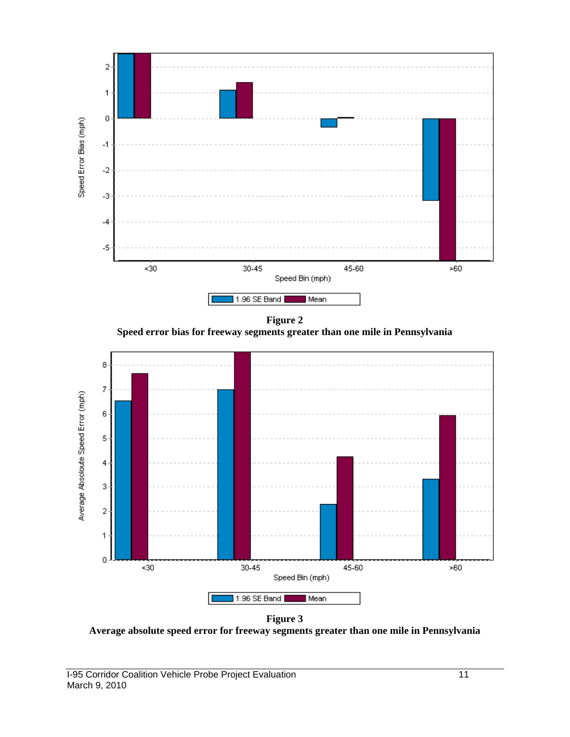**Figure 2**
**Speed error bias for freeway segments greater than one mile in Pennsylvania**

**Figure 3**
**Average absolute speed error for freeway segments greater than one mile in Pennsylvania**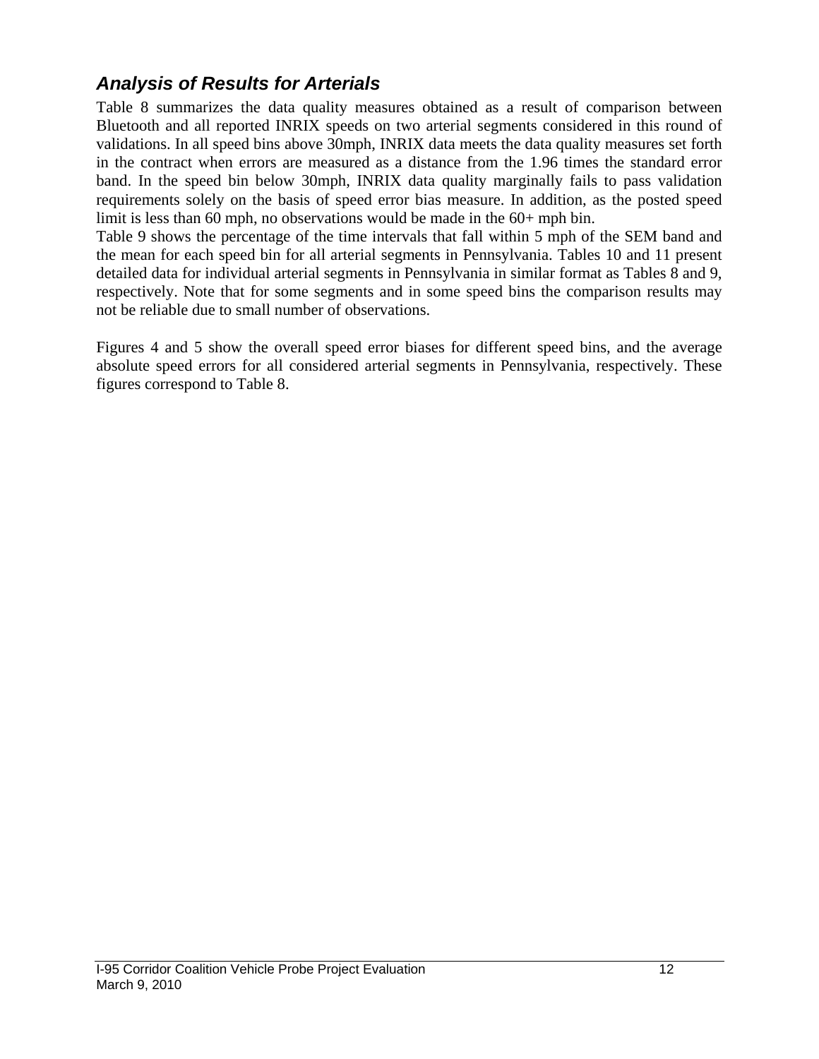### *Analysis of Results for Arterials*

Table 8 summarizes the data quality measures obtained as a result of comparison between Bluetooth and all reported INRIX speeds on two arterial segments considered in this round of validations. In all speed bins above 30mph, INRIX data meets the data quality measures set forth in the contract when errors are measured as a distance from the 1.96 times the standard error band. In the speed bin below 30mph, INRIX data quality marginally fails to pass validation requirements solely on the basis of speed error bias measure. In addition, as the posted speed limit is less than 60 mph, no observations would be made in the 60+ mph bin.
Table 9 shows the percentage of the time intervals that fall within 5 mph of the SEM band and the mean for each speed bin for all arterial segments in Pennsylvania. Tables 10 and 11 present detailed data for individual arterial segments in Pennsylvania in similar format as Tables 8 and 9, respectively. Note that for some segments and in some speed bins the comparison results may not be reliable due to small number of observations.

Figures 4 and 5 show the overall speed error biases for different speed bins, and the average absolute speed errors for all considered arterial segments in Pennsylvania, respectively. These figures correspond to Table 8.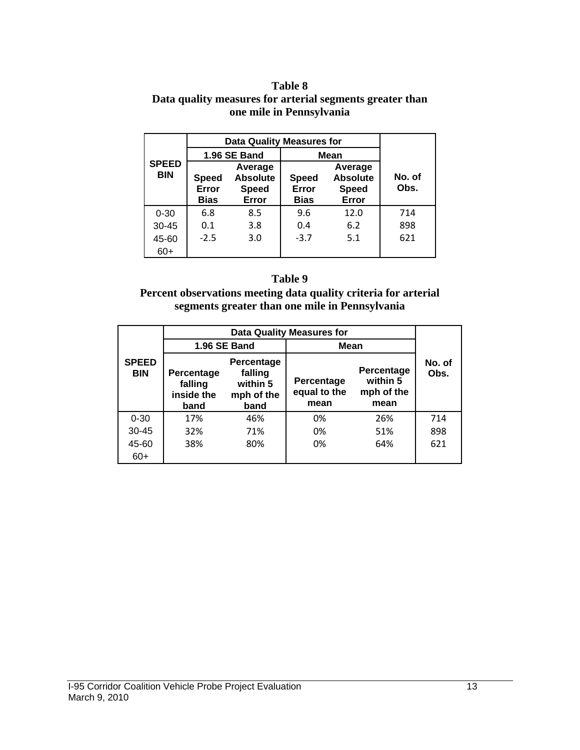**Table 8**
**Data quality measures for arterial segments greater than one mile in Pennsylvania**

| SPEED BIN | Data Quality Measures for | | | | No. of Obs. |
|---|---|---|---|---|---|
| | 1.96 SE Band | | Mean | | |
| | Speed Error Bias | Average Absolute Speed Error | Speed Error Bias | Average Absolute Speed Error | |
| 0-30 | 6.8 | 8.5 | 9.6 | 12.0 | 714 |
| 30-45 | 0.1 | 3.8 | 0.4 | 6.2 | 898 |
| 45-60 | -2.5 | 3.0 | -3.7 | 5.1 | 621 |
| 60+ | | | | | |

**Table 9**
**Percent observations meeting data quality criteria for arterial segments greater than one mile in Pennsylvania**

| SPEED BIN | Data Quality Measures for | | | | No. of Obs. |
|---|---|---|---|---|---|
| | 1.96 SE Band | | Mean | | |
| | Percentage falling inside the band | Percentage falling within 5 mph of the band | Percentage equal to the mean | Percentage within 5 mph of the mean | |
| 0-30 | 17% | 46% | 0% | 26% | 714 |
| 30-45 | 32% | 71% | 0% | 51% | 898 |
| 45-60 | 38% | 80% | 0% | 64% | 621 |
| 60+ | | | | | |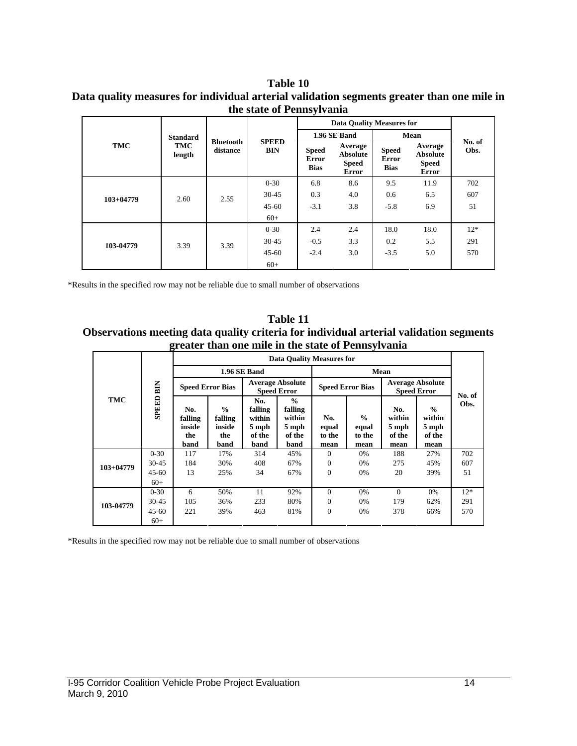**Table 10**
**Data quality measures for individual arterial validation segments greater than one mile in the state of Pennsylvania**

| TMC | Standard TMC length | Bluetooth distance | SPEED BIN | Data Quality Measures for | | | | No. of Obs. |
|---|---|---|---|---|---|---|---|---|
| | | | | 1.96 SE Band | | Mean | | |
| | | | | Speed Error Bias | Average Absolute Speed Error | Speed Error Bias | Average Absolute Speed Error | |
| 103+04779 | 2.60 | 2.55 | 0-30 | 6.8 | 8.6 | 9.5 | 11.9 | 702 |
| | | | 30-45 | 0.3 | 4.0 | 0.6 | 6.5 | 607 |
| | | | 45-60 | -3.1 | 3.8 | -5.8 | 6.9 | 51 |
| | | | 60+ | | | | | |
| 103-04779 | 3.39 | 3.39 | 0-30 | 2.4 | 2.4 | 18.0 | 18.0 | 12* |
| | | | 30-45 | -0.5 | 3.3 | 0.2 | 5.5 | 291 |
| | | | 45-60 | -2.4 | 3.0 | -3.5 | 5.0 | 570 |
| | | | 60+ | | | | | |

*Results in the specified row may not be reliable due to small number of observations

**Table 11**
**Observations meeting data quality criteria for individual arterial validation segments greater than one mile in the state of Pennsylvania**

| TMC | SPEED BIN | Data Quality Measures for | | | | | | | | No. of Obs. |
|---|---|---|---|---|---|---|---|---|---|---|
| | | 1.96 SE Band | | | | Mean | | | | |
| | | Speed Error Bias | | Average Absolute Speed Error | | Speed Error Bias | | Average Absolute Speed Error | | |
| | | No. falling inside the band | % falling inside the band | No. falling within 5 mph of the band | % falling within 5 mph of the band | No. equal to the mean | % equal to the mean | No. within 5 mph of the mean | % within 5 mph of the mean | |
| 103+04779 | 0-30 | 117 | 17% | 314 | 45% | 0 | 0% | 188 | 27% | 702 |
| | 30-45 | 184 | 30% | 408 | 67% | 0 | 0% | 275 | 45% | 607 |
| | 45-60 | 13 | 25% | 34 | 67% | 0 | 0% | 20 | 39% | 51 |
| | 60+ | | | | | | | | | |
| 103-04779 | 0-30 | 6 | 50% | 11 | 92% | 0 | 0% | 0 | 0% | 12* |
| | 30-45 | 105 | 36% | 233 | 80% | 0 | 0% | 179 | 62% | 291 |
| | 45-60 | 221 | 39% | 463 | 81% | 0 | 0% | 378 | 66% | 570 |
| | 60+ | | | | | | | | | |

*Results in the specified row may not be reliable due to small number of observations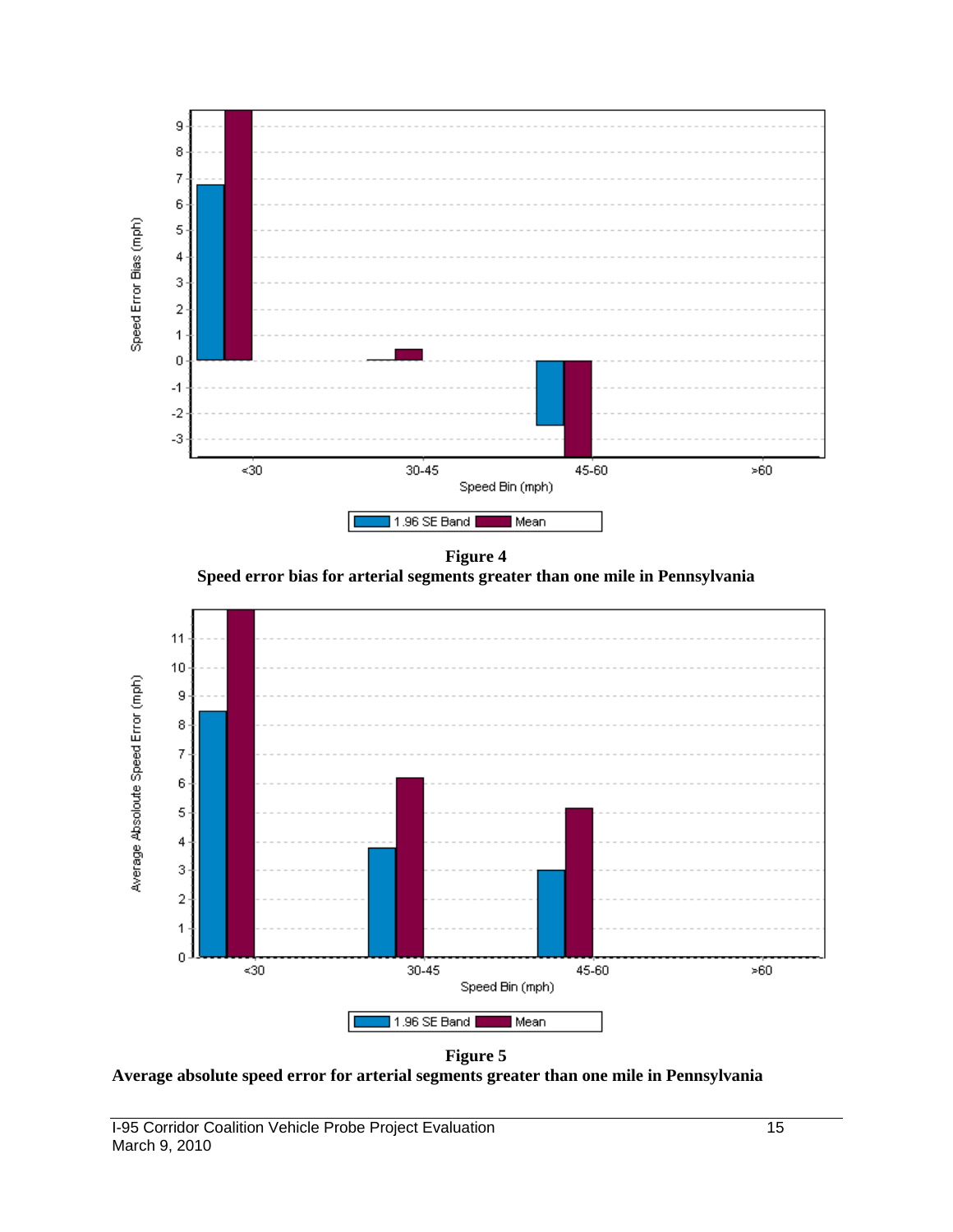Speed Error Bias (mph)

9
8
7
6
5
4
3
2
1
0
-1
-2
-3

<30
30-45
45-60
>60

Speed Bin (mph)

1.96 SE Band
Mean

**Figure 4**
**Speed error bias for arterial segments greater than one mile in Pennsylvania**

Average Absolute Speed Error (mph)

11
10
9
8
7
6
5
4
3
2
1
0

<30
30-45
45-60
>60

Speed Bin (mph)

1.96 SE Band
Mean

**Figure 5**
**Average absolute speed error for arterial segments greater than one mile in Pennsylvania**